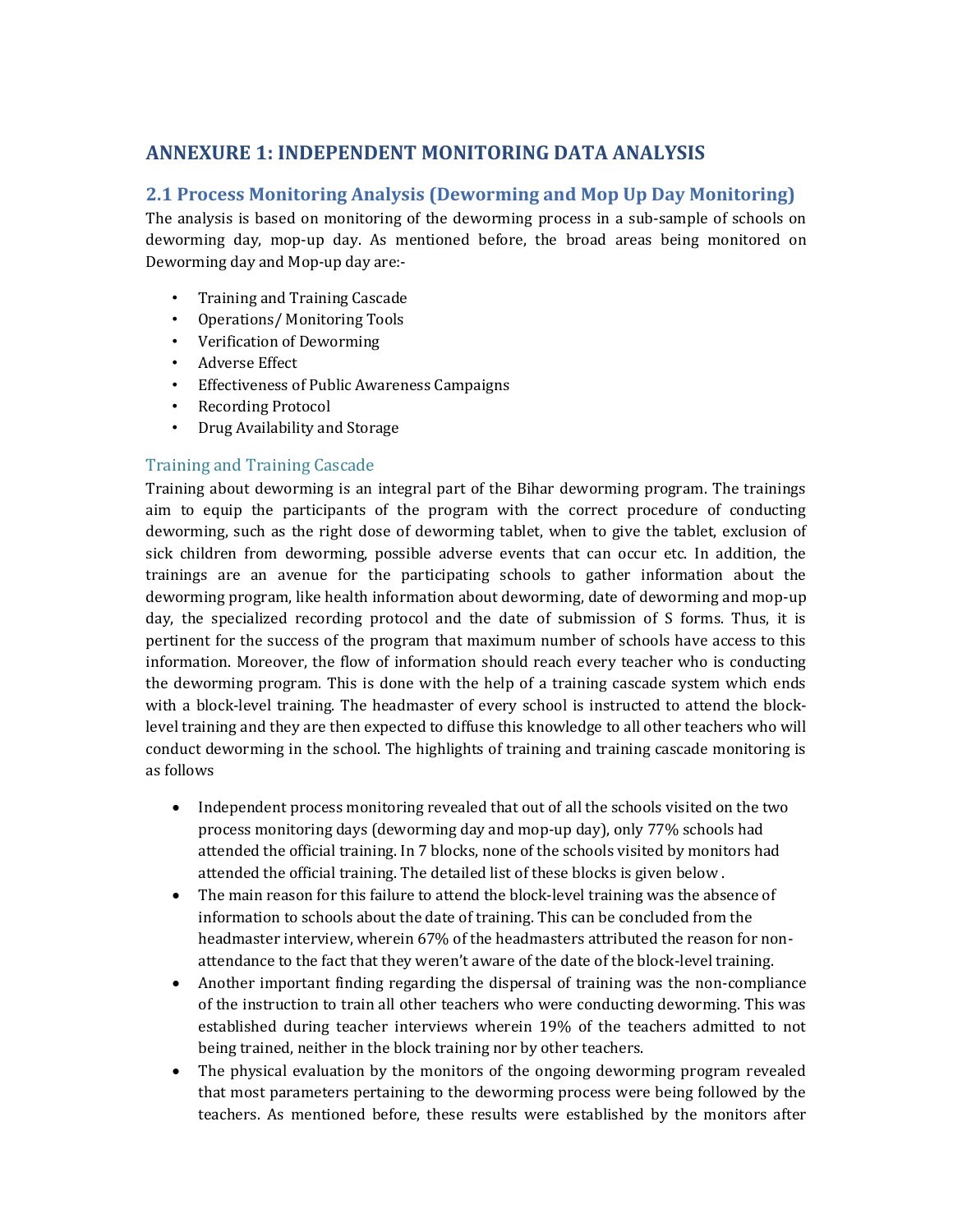# ANNEXURE 1: INDEPENDENT MONITORING DATA ANALYSIS

## 2.1 Process Monitoring Analysis (Deworming and Mop Up Day Monitoring)

The analysis is based on monitoring of the deworming process in a sub-sample of schools on deworming day, mop-up day. As mentioned before, the broad areas being monitored on Deworming day and Mop-up day are:-

- Training and Training Cascade
- Operations/ Monitoring Tools
- Verification of Deworming
- Adverse Effect
- Effectiveness of Public Awareness Campaigns
- Recording Protocol
- Drug Availability and Storage

### Training and Training Cascade

Training about deworming is an integral part of the Bihar deworming program. The trainings aim to equip the participants of the program with the correct procedure of conducting deworming, such as the right dose of deworming tablet, when to give the tablet, exclusion of sick children from deworming, possible adverse events that can occur etc. In addition, the trainings are an avenue for the participating schools to gather information about the deworming program, like health information about deworming, date of deworming and mop-up day, the specialized recording protocol and the date of submission of S forms. Thus, it is pertinent for the success of the program that maximum number of schools have access to this information. Moreover, the flow of information should reach every teacher who is conducting the deworming program. This is done with the help of a training cascade system which ends with a block-level training. The headmaster of every school is instructed to attend the block-level training and they are then expected to diffuse this knowledge to all other teachers who will conduct deworming in the school. The highlights of training and training cascade monitoring is as follows

- Independent process monitoring revealed that out of all the schools visited on the two process monitoring days (deworming day and mop-up day), only 77% schools had attended the official training. In 7 blocks, none of the schools visited by monitors had attended the official training. The detailed list of these blocks is given below .
- The main reason for this failure to attend the block-level training was the absence of information to schools about the date of training. This can be concluded from the headmaster interview, wherein 67% of the headmasters attributed the reason for non-attendance to the fact that they weren't aware of the date of the block-level training.
- Another important finding regarding the dispersal of training was the non-compliance of the instruction to train all other teachers who were conducting deworming. This was established during teacher interviews wherein 19% of the teachers admitted to not being trained, neither in the block training nor by other teachers.
- The physical evaluation by the monitors of the ongoing deworming program revealed that most parameters pertaining to the deworming process were being followed by the teachers. As mentioned before, these results were established by the monitors after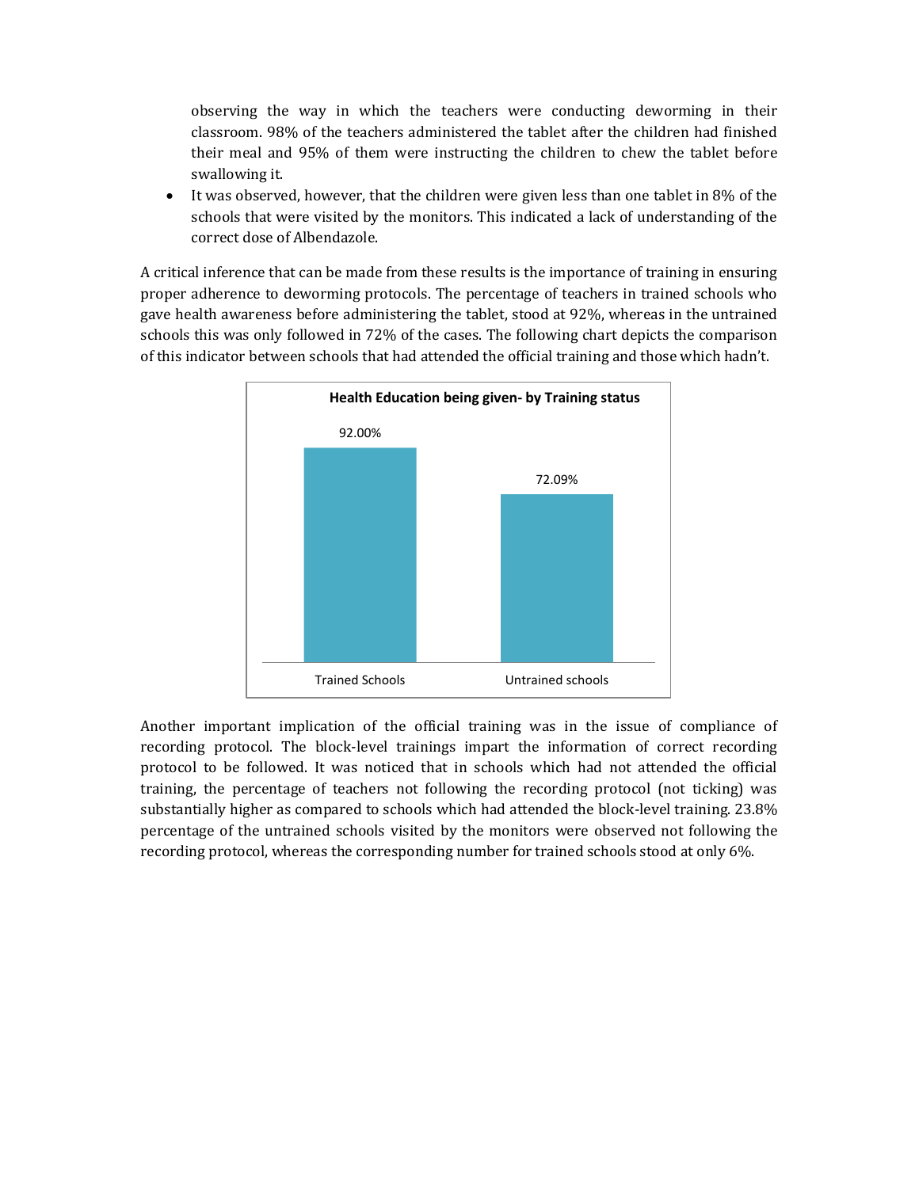observing the way in which the teachers were conducting deworming in their classroom. 98% of the teachers administered the tablet after the children had finished their meal and 95% of them were instructing the children to chew the tablet before swallowing it.

- It was observed, however, that the children were given less than one tablet in 8% of the schools that were visited by the monitors. This indicated a lack of understanding of the correct dose of Albendazole.

A critical inference that can be made from these results is the importance of training in ensuring proper adherence to deworming protocols. The percentage of teachers in trained schools who gave health awareness before administering the tablet, stood at 92%, whereas in the untrained schools this was only followed in 72% of the cases. The following chart depicts the comparison of this indicator between schools that had attended the official training and those which hadn't.

**Health Education being given- by Training status**

| Training status | Health Education being given |
|---|---|
| Trained Schools | 92.00% |
| Untrained schools | 72.09% |

Another important implication of the official training was in the issue of compliance of recording protocol. The block-level trainings impart the information of correct recording protocol to be followed. It was noticed that in schools which had not attended the official training, the percentage of teachers not following the recording protocol (not ticking) was substantially higher as compared to schools which had attended the block-level training. 23.8% percentage of the untrained schools visited by the monitors were observed not following the recording protocol, whereas the corresponding number for trained schools stood at only 6%.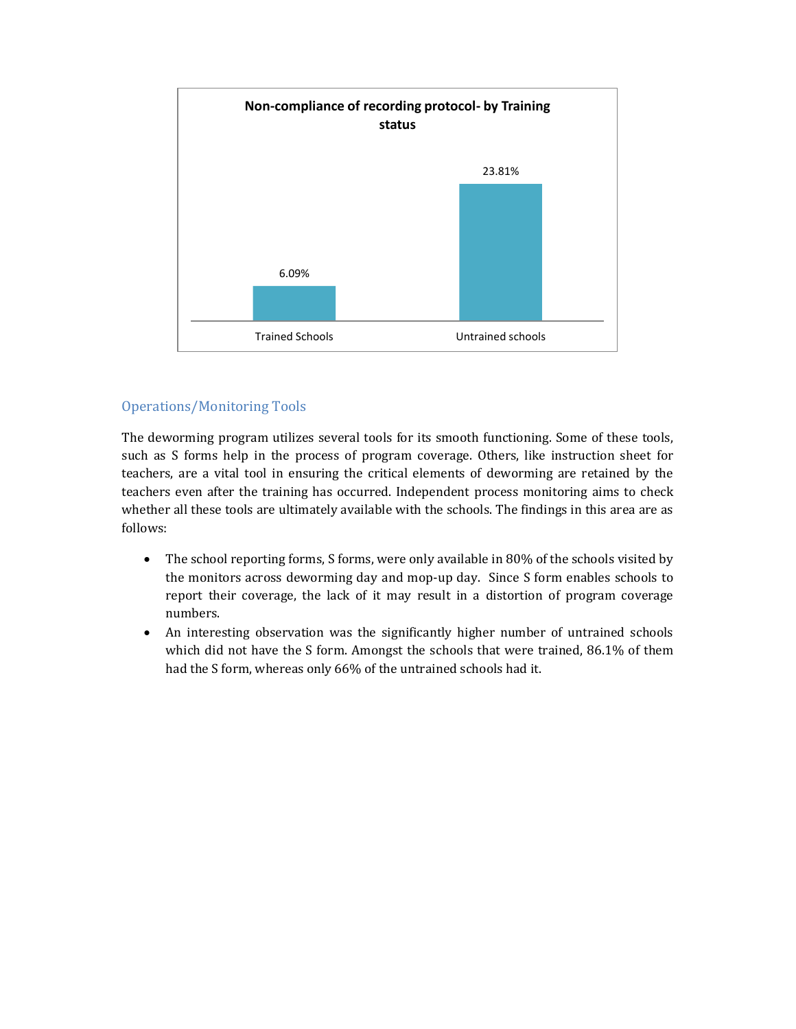**Non-compliance of recording protocol- by Training status**

| | Trained Schools | Untrained schools |
|---|---|---|
| Non-compliance | 6.09% | 23.81% |

## Operations/Monitoring Tools

The deworming program utilizes several tools for its smooth functioning. Some of these tools, such as S forms help in the process of program coverage. Others, like instruction sheet for teachers, are a vital tool in ensuring the critical elements of deworming are retained by the teachers even after the training has occurred. Independent process monitoring aims to check whether all these tools are ultimately available with the schools. The findings in this area are as follows:

- The school reporting forms, S forms, were only available in 80% of the schools visited by the monitors across deworming day and mop-up day. Since S form enables schools to report their coverage, the lack of it may result in a distortion of program coverage numbers.
- An interesting observation was the significantly higher number of untrained schools which did not have the S form. Amongst the schools that were trained, 86.1% of them had the S form, whereas only 66% of the untrained schools had it.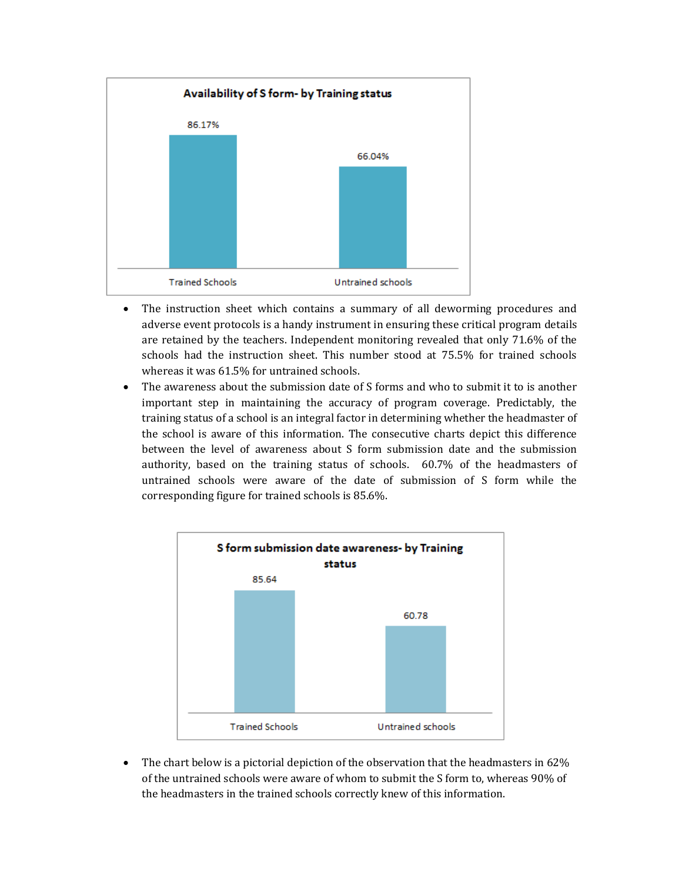**Availability of S form- by Training status**

| Trained Schools | Untrained schools |
|---|---|
| 86.17% | 66.04% |

- The instruction sheet which contains a summary of all deworming procedures and adverse event protocols is a handy instrument in ensuring these critical program details are retained by the teachers. Independent monitoring revealed that only 71.6% of the schools had the instruction sheet. This number stood at 75.5% for trained schools whereas it was 61.5% for untrained schools.
- The awareness about the submission date of S forms and who to submit it to is another important step in maintaining the accuracy of program coverage. Predictably, the training status of a school is an integral factor in determining whether the headmaster of the school is aware of this information. The consecutive charts depict this difference between the level of awareness about S form submission date and the submission authority, based on the training status of schools. 60.7% of the headmasters of untrained schools were aware of the date of submission of S form while the corresponding figure for trained schools is 85.6%.

**S form submission date awareness- by Training status**

| Trained Schools | Untrained schools |
|---|---|
| 85.64 | 60.78 |

- The chart below is a pictorial depiction of the observation that the headmasters in 62% of the untrained schools were aware of whom to submit the S form to, whereas 90% of the headmasters in the trained schools correctly knew of this information.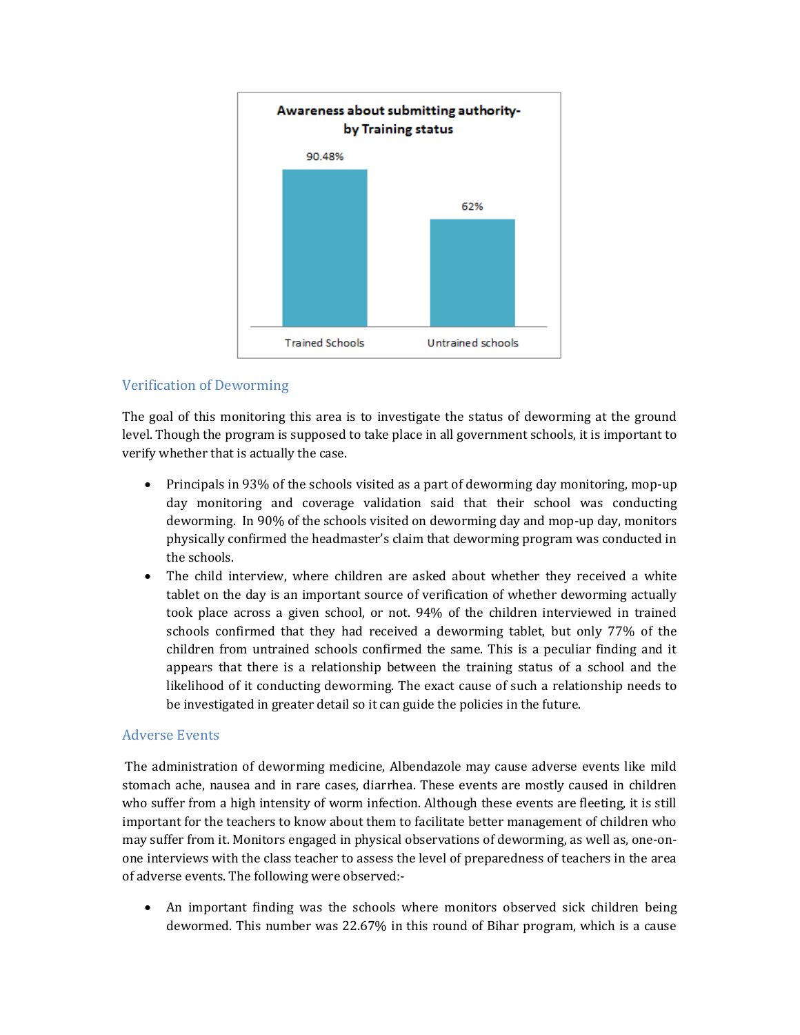**Awareness about submitting authority- by Training status**

| | Trained Schools | Untrained schools |
|---|---|---|
| Awareness | 90.48% | 62% |

## Verification of Deworming

The goal of this monitoring this area is to investigate the status of deworming at the ground level. Though the program is supposed to take place in all government schools, it is important to verify whether that is actually the case.

- Principals in 93% of the schools visited as a part of deworming day monitoring, mop-up day monitoring and coverage validation said that their school was conducting deworming. In 90% of the schools visited on deworming day and mop-up day, monitors physically confirmed the headmaster's claim that deworming program was conducted in the schools.
- The child interview, where children are asked about whether they received a white tablet on the day is an important source of verification of whether deworming actually took place across a given school, or not. 94% of the children interviewed in trained schools confirmed that they had received a deworming tablet, but only 77% of the children from untrained schools confirmed the same. This is a peculiar finding and it appears that there is a relationship between the training status of a school and the likelihood of it conducting deworming. The exact cause of such a relationship needs to be investigated in greater detail so it can guide the policies in the future.

## Adverse Events

The administration of deworming medicine, Albendazole may cause adverse events like mild stomach ache, nausea and in rare cases, diarrhea. These events are mostly caused in children who suffer from a high intensity of worm infection. Although these events are fleeting, it is still important for the teachers to know about them to facilitate better management of children who may suffer from it. Monitors engaged in physical observations of deworming, as well as, one-on-one interviews with the class teacher to assess the level of preparedness of teachers in the area of adverse events. The following were observed:-

- An important finding was the schools where monitors observed sick children being dewormed. This number was 22.67% in this round of Bihar program, which is a cause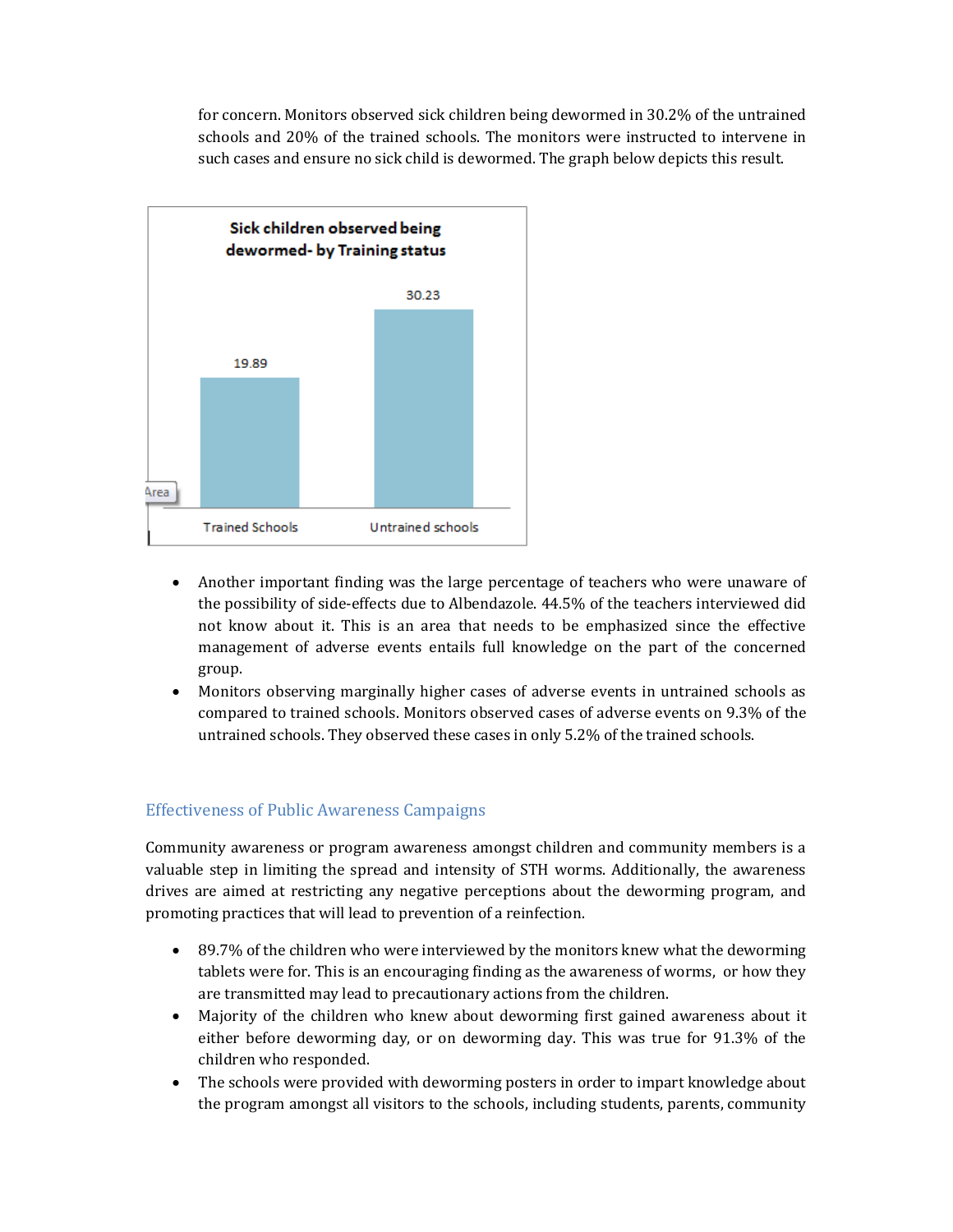for concern. Monitors observed sick children being dewormed in 30.2% of the untrained schools and 20% of the trained schools. The monitors were instructed to intervene in such cases and ensure no sick child is dewormed. The graph below depicts this result.

**Sick children observed being dewormed- by Training status**

| | Trained Schools | Untrained schools |
|---|---|---|
| | 19.89 | 30.23 |

- Another important finding was the large percentage of teachers who were unaware of the possibility of side-effects due to Albendazole. 44.5% of the teachers interviewed did not know about it. This is an area that needs to be emphasized since the effective management of adverse events entails full knowledge on the part of the concerned group.
- Monitors observing marginally higher cases of adverse events in untrained schools as compared to trained schools. Monitors observed cases of adverse events on 9.3% of the untrained schools. They observed these cases in only 5.2% of the trained schools.

## Effectiveness of Public Awareness Campaigns

Community awareness or program awareness amongst children and community members is a valuable step in limiting the spread and intensity of STH worms. Additionally, the awareness drives are aimed at restricting any negative perceptions about the deworming program, and promoting practices that will lead to prevention of a reinfection.

- 89.7% of the children who were interviewed by the monitors knew what the deworming tablets were for. This is an encouraging finding as the awareness of worms, or how they are transmitted may lead to precautionary actions from the children.
- Majority of the children who knew about deworming first gained awareness about it either before deworming day, or on deworming day. This was true for 91.3% of the children who responded.
- The schools were provided with deworming posters in order to impart knowledge about the program amongst all visitors to the schools, including students, parents, community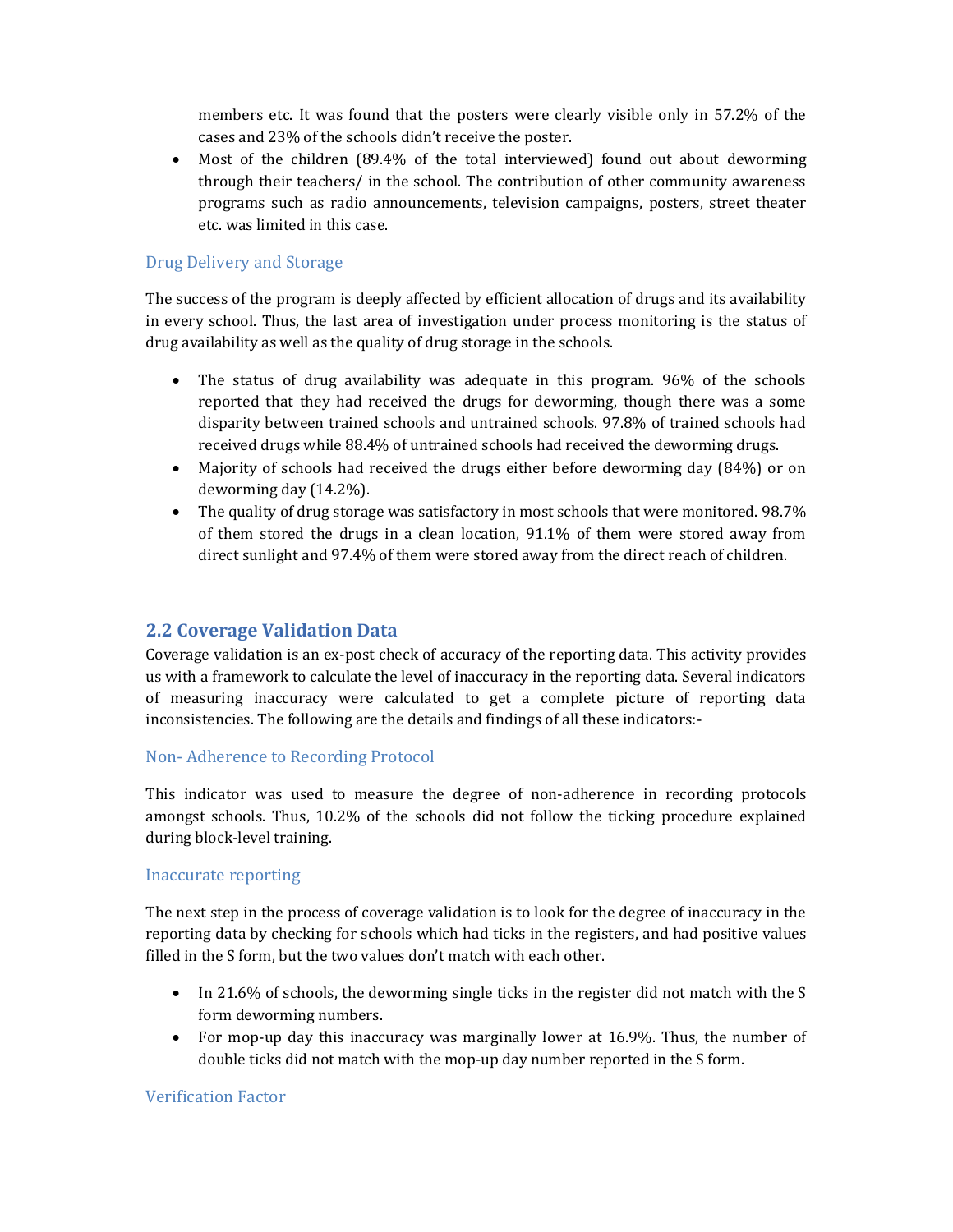members etc. It was found that the posters were clearly visible only in 57.2% of the cases and 23% of the schools didn't receive the poster.
- Most of the children (89.4% of the total interviewed) found out about deworming through their teachers/ in the school. The contribution of other community awareness programs such as radio announcements, television campaigns, posters, street theater etc. was limited in this case.

### Drug Delivery and Storage

The success of the program is deeply affected by efficient allocation of drugs and its availability in every school. Thus, the last area of investigation under process monitoring is the status of drug availability as well as the quality of drug storage in the schools.

- The status of drug availability was adequate in this program. 96% of the schools reported that they had received the drugs for deworming, though there was a some disparity between trained schools and untrained schools. 97.8% of trained schools had received drugs while 88.4% of untrained schools had received the deworming drugs.
- Majority of schools had received the drugs either before deworming day (84%) or on deworming day (14.2%).
- The quality of drug storage was satisfactory in most schools that were monitored. 98.7% of them stored the drugs in a clean location, 91.1% of them were stored away from direct sunlight and 97.4% of them were stored away from the direct reach of children.

## 2.2 Coverage Validation Data

Coverage validation is an ex-post check of accuracy of the reporting data. This activity provides us with a framework to calculate the level of inaccuracy in the reporting data. Several indicators of measuring inaccuracy were calculated to get a complete picture of reporting data inconsistencies. The following are the details and findings of all these indicators:-

### Non- Adherence to Recording Protocol

This indicator was used to measure the degree of non-adherence in recording protocols amongst schools. Thus, 10.2% of the schools did not follow the ticking procedure explained during block-level training.

### Inaccurate reporting

The next step in the process of coverage validation is to look for the degree of inaccuracy in the reporting data by checking for schools which had ticks in the registers, and had positive values filled in the S form, but the two values don't match with each other.

- In 21.6% of schools, the deworming single ticks in the register did not match with the S form deworming numbers.
- For mop-up day this inaccuracy was marginally lower at 16.9%. Thus, the number of double ticks did not match with the mop-up day number reported in the S form.

### Verification Factor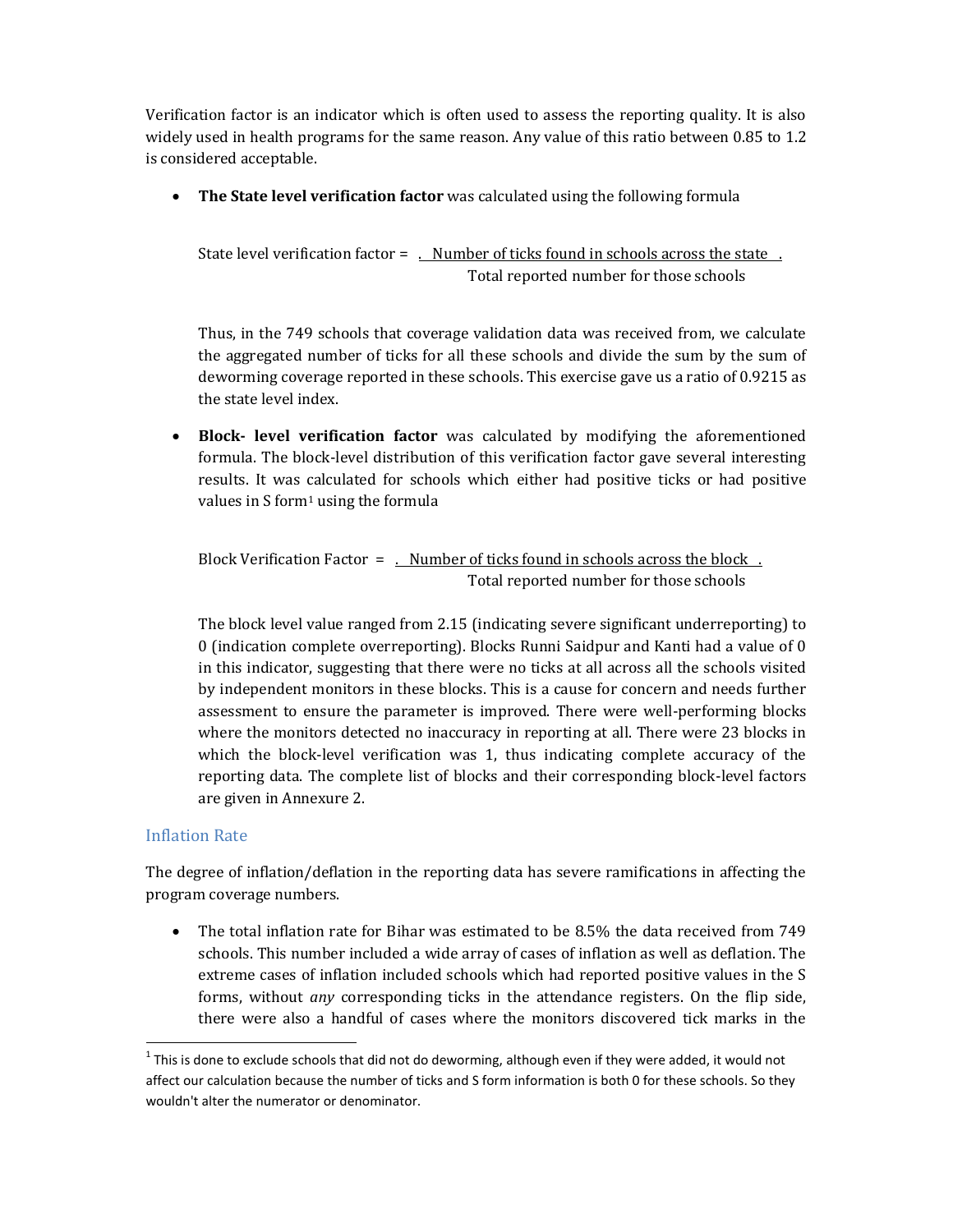Verification factor is an indicator which is often used to assess the reporting quality. It is also widely used in health programs for the same reason. Any value of this ratio between 0.85 to 1.2 is considered acceptable.

- **The State level verification factor** was calculated using the following formula

  $$\text{State level verification factor} = \frac{\text{Number of ticks found in schools across the state}}{\text{Total reported number for those schools}}$$

  Thus, in the 749 schools that coverage validation data was received from, we calculate the aggregated number of ticks for all these schools and divide the sum by the sum of deworming coverage reported in these schools. This exercise gave us a ratio of 0.9215 as the state level index.

- **Block- level verification factor** was calculated by modifying the aforementioned formula. The block-level distribution of this verification factor gave several interesting results. It was calculated for schools which either had positive ticks or had positive values in S form[1] using the formula

  $$\text{Block Verification Factor} = \frac{\text{Number of ticks found in schools across the block}}{\text{Total reported number for those schools}}$$

  The block level value ranged from 2.15 (indicating severe significant underreporting) to 0 (indication complete overreporting). Blocks Runni Saidpur and Kanti had a value of 0 in this indicator, suggesting that there were no ticks at all across all the schools visited by independent monitors in these blocks. This is a cause for concern and needs further assessment to ensure the parameter is improved. There were well-performing blocks where the monitors detected no inaccuracy in reporting at all. There were 23 blocks in which the block-level verification was 1, thus indicating complete accuracy of the reporting data. The complete list of blocks and their corresponding block-level factors are given in Annexure 2.

## Inflation Rate

The degree of inflation/deflation in the reporting data has severe ramifications in affecting the program coverage numbers.

- The total inflation rate for Bihar was estimated to be 8.5% the data received from 749 schools. This number included a wide array of cases of inflation as well as deflation. The extreme cases of inflation included schools which had reported positive values in the S forms, without *any* corresponding ticks in the attendance registers. On the flip side, there were also a handful of cases where the monitors discovered tick marks in the

[1] This is done to exclude schools that did not do deworming, although even if they were added, it would not affect our calculation because the number of ticks and S form information is both 0 for these schools. So they wouldn't alter the numerator or denominator.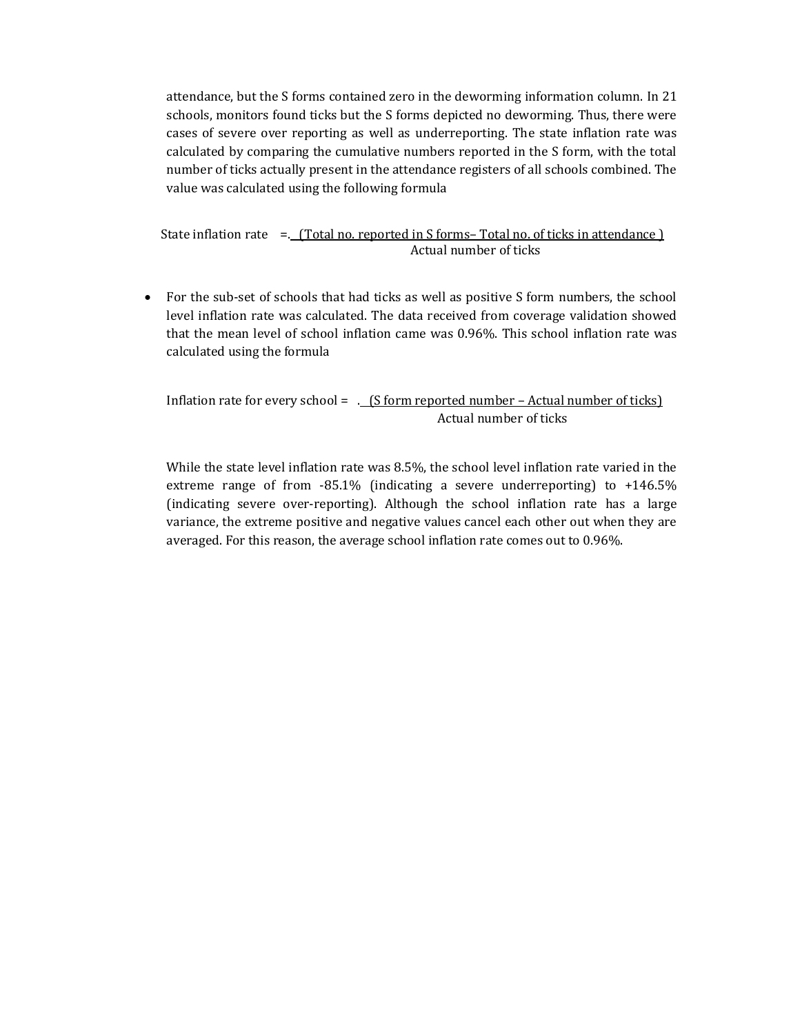attendance, but the S forms contained zero in the deworming information column. In 21 schools, monitors found ticks but the S forms depicted no deworming. Thus, there were cases of severe over reporting as well as underreporting. The state inflation rate was calculated by comparing the cumulative numbers reported in the S form, with the total number of ticks actually present in the attendance registers of all schools combined. The value was calculated using the following formula

$$\text{State inflation rate} = \frac{(\text{Total no. reported in S forms} - \text{Total no. of ticks in attendance})}{\text{Actual number of ticks}}$$

- For the sub-set of schools that had ticks as well as positive S form numbers, the school level inflation rate was calculated. The data received from coverage validation showed that the mean level of school inflation came was 0.96%. This school inflation rate was calculated using the formula

$$\text{Inflation rate for every school} = \frac{(\text{S form reported number} - \text{Actual number of ticks})}{\text{Actual number of ticks}}$$

While the state level inflation rate was 8.5%, the school level inflation rate varied in the extreme range of from -85.1% (indicating a severe underreporting) to +146.5% (indicating severe over-reporting). Although the school inflation rate has a large variance, the extreme positive and negative values cancel each other out when they are averaged. For this reason, the average school inflation rate comes out to 0.96%.